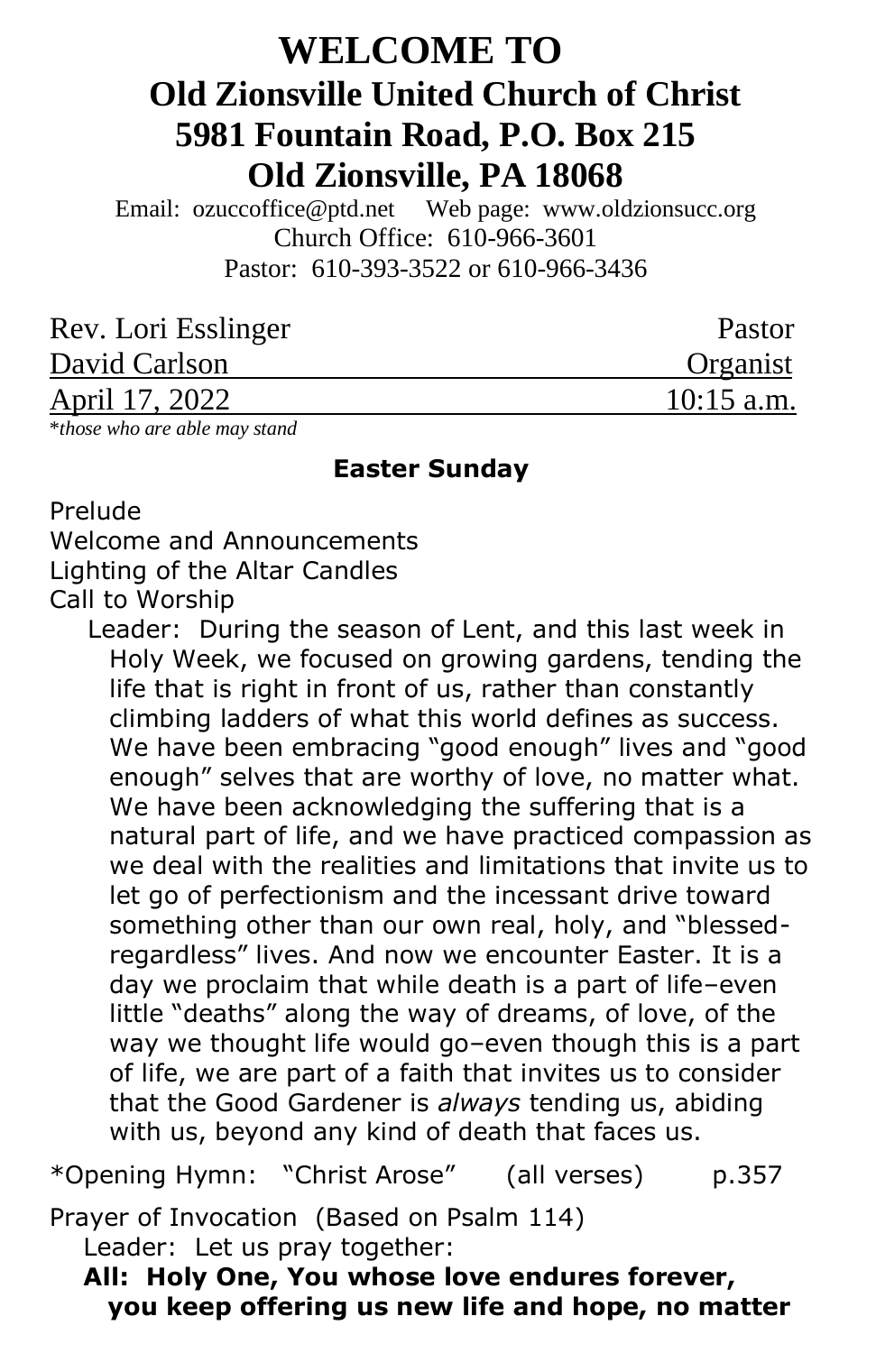# WELCOME TO
## Old Zionsville United Church of Christ
## 5981 Fountain Road, P.O. Box 215
## Old Zionsville, PA 18068

Email: ozuccoffice@ptd.net Web page: www.oldzionsucc.org
Church Office: 610-966-3601
Pastor: 610-393-3522 or 610-966-3436

| | |
|---|---|
| Rev. Lori Esslinger | Pastor |
| David Carlson | Organist |
| April 17, 2022 | 10:15 a.m. |

**those who are able may stand*

**Easter Sunday**

Prelude
Welcome and Announcements
Lighting of the Altar Candles
Call to Worship

Leader: During the season of Lent, and this last week in Holy Week, we focused on growing gardens, tending the life that is right in front of us, rather than constantly climbing ladders of what this world defines as success. We have been embracing "good enough" lives and "good enough" selves that are worthy of love, no matter what. We have been acknowledging the suffering that is a natural part of life, and we have practiced compassion as we deal with the realities and limitations that invite us to let go of perfectionism and the incessant drive toward something other than our own real, holy, and "blessed-regardless" lives. And now we encounter Easter. It is a day we proclaim that while death is a part of life–even little "deaths" along the way of dreams, of love, of the way we thought life would go–even though this is a part of life, we are part of a faith that invites us to consider that the Good Gardener is *always* tending us, abiding with us, beyond any kind of death that faces us.

*Opening Hymn: "Christ Arose" (all verses) p.357

Prayer of Invocation (Based on Psalm 114)

Leader: Let us pray together:

**All: Holy One, You whose love endures forever, you keep offering us new life and hope, no matter**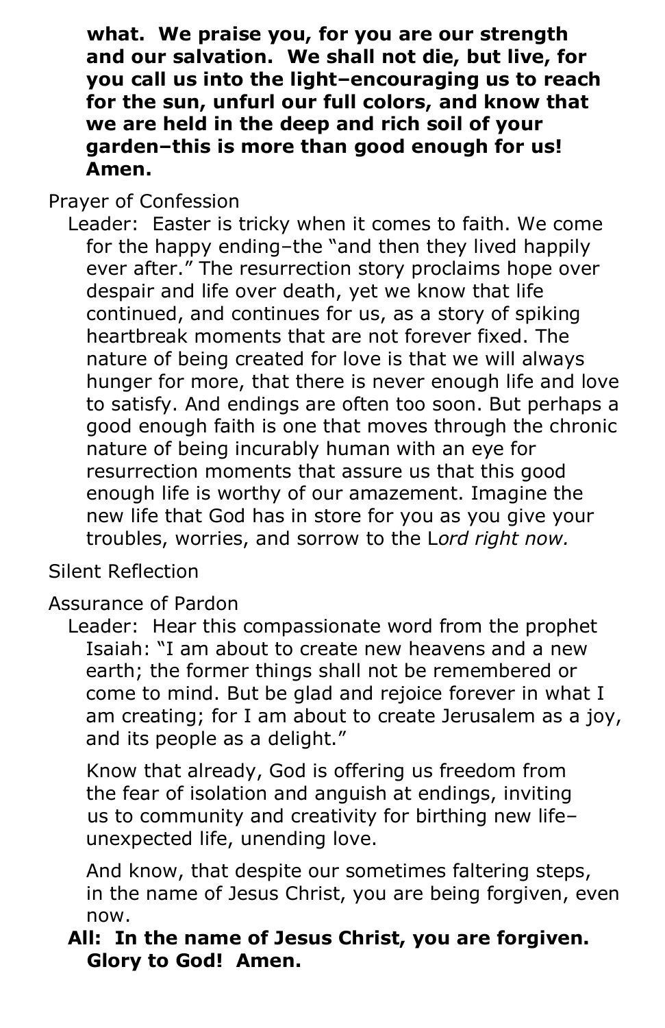**what. We praise you, for you are our strength and our salvation. We shall not die, but live, for you call us into the light–encouraging us to reach for the sun, unfurl our full colors, and know that we are held in the deep and rich soil of your garden–this is more than good enough for us! Amen.**

Prayer of Confession

Leader: Easter is tricky when it comes to faith. We come for the happy ending–the "and then they lived happily ever after." The resurrection story proclaims hope over despair and life over death, yet we know that life continued, and continues for us, as a story of spiking heartbreak moments that are not forever fixed. The nature of being created for love is that we will always hunger for more, that there is never enough life and love to satisfy. And endings are often too soon. But perhaps a good enough faith is one that moves through the chronic nature of being incurably human with an eye for resurrection moments that assure us that this good enough life is worthy of our amazement. Imagine the new life that God has in store for you as you give your troubles, worries, and sorrow to the L*ord right now.*

Silent Reflection

Assurance of Pardon

Leader: Hear this compassionate word from the prophet Isaiah: "I am about to create new heavens and a new earth; the former things shall not be remembered or come to mind. But be glad and rejoice forever in what I am creating; for I am about to create Jerusalem as a joy, and its people as a delight."

Know that already, God is offering us freedom from the fear of isolation and anguish at endings, inviting us to community and creativity for birthing new life–unexpected life, unending love.

And know, that despite our sometimes faltering steps, in the name of Jesus Christ, you are being forgiven, even now.

**All: In the name of Jesus Christ, you are forgiven. Glory to God! Amen.**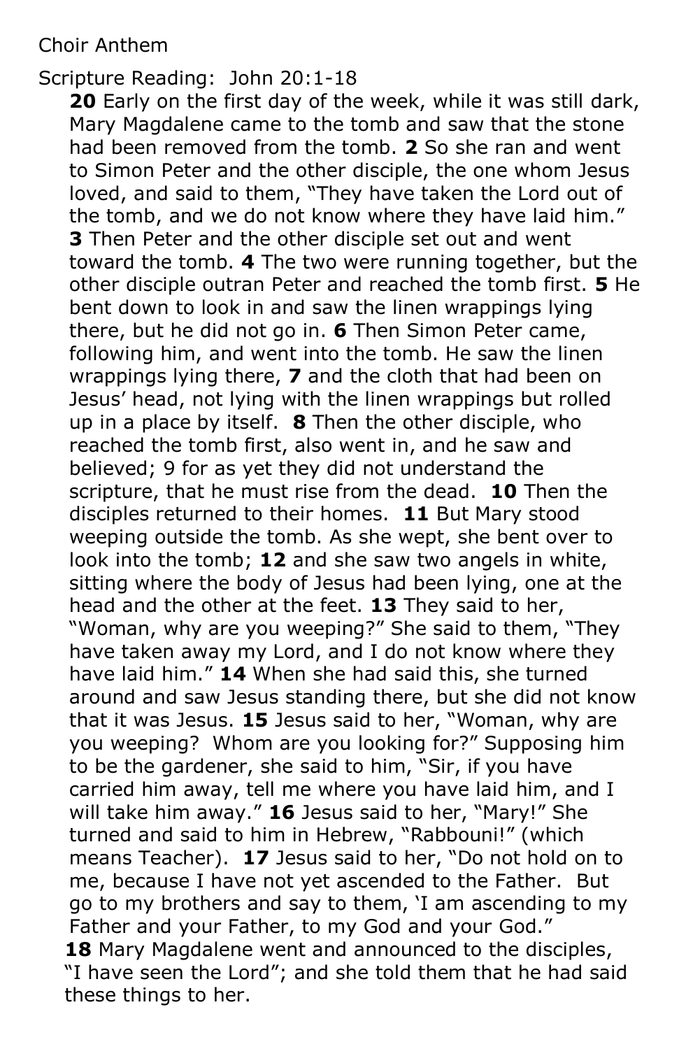Choir Anthem

Scripture Reading:  John 20:1-18

**20** Early on the first day of the week, while it was still dark, Mary Magdalene came to the tomb and saw that the stone had been removed from the tomb. **2** So she ran and went to Simon Peter and the other disciple, the one whom Jesus loved, and said to them, "They have taken the Lord out of the tomb, and we do not know where they have laid him." **3** Then Peter and the other disciple set out and went toward the tomb. **4** The two were running together, but the other disciple outran Peter and reached the tomb first. **5** He bent down to look in and saw the linen wrappings lying there, but he did not go in. **6** Then Simon Peter came, following him, and went into the tomb. He saw the linen wrappings lying there, **7** and the cloth that had been on Jesus' head, not lying with the linen wrappings but rolled up in a place by itself.  **8** Then the other disciple, who reached the tomb first, also went in, and he saw and believed; 9 for as yet they did not understand the scripture, that he must rise from the dead.  **10** Then the disciples returned to their homes.  **11** But Mary stood weeping outside the tomb. As she wept, she bent over to look into the tomb; **12** and she saw two angels in white, sitting where the body of Jesus had been lying, one at the head and the other at the feet. **13** They said to her, "Woman, why are you weeping?" She said to them, "They have taken away my Lord, and I do not know where they have laid him." **14** When she had said this, she turned around and saw Jesus standing there, but she did not know that it was Jesus. **15** Jesus said to her, "Woman, why are you weeping?  Whom are you looking for?" Supposing him to be the gardener, she said to him, "Sir, if you have carried him away, tell me where you have laid him, and I will take him away." **16** Jesus said to her, "Mary!" She turned and said to him in Hebrew, "Rabbouni!" (which means Teacher).  **17** Jesus said to her, "Do not hold on to me, because I have not yet ascended to the Father.  But go to my brothers and say to them, 'I am ascending to my Father and your Father, to my God and your God."
**18** Mary Magdalene went and announced to the disciples, "I have seen the Lord"; and she told them that he had said these things to her.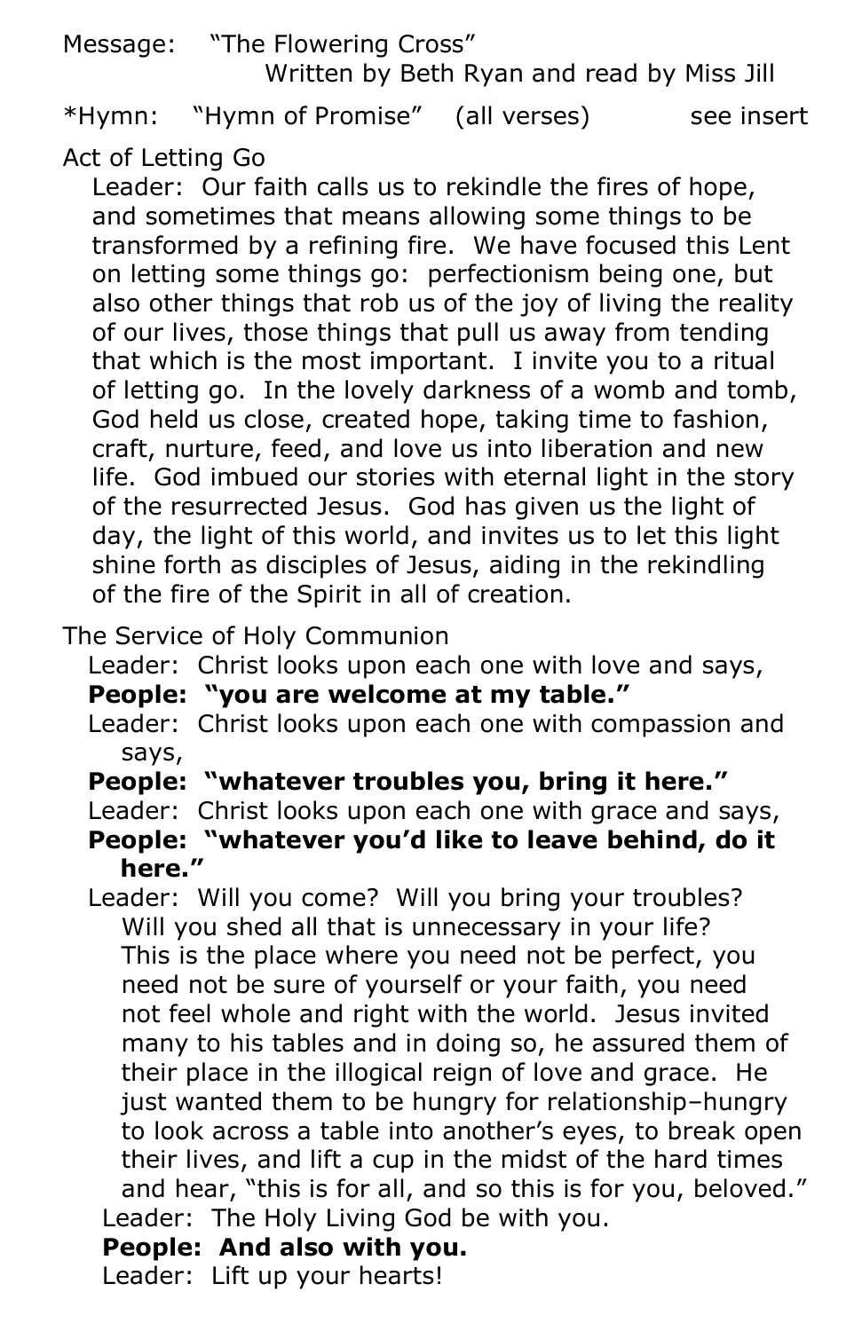Message: "The Flowering Cross"
Written by Beth Ryan and read by Miss Jill

*Hymn: "Hymn of Promise" (all verses) see insert

Act of Letting Go

Leader: Our faith calls us to rekindle the fires of hope, and sometimes that means allowing some things to be transformed by a refining fire. We have focused this Lent on letting some things go: perfectionism being one, but also other things that rob us of the joy of living the reality of our lives, those things that pull us away from tending that which is the most important. I invite you to a ritual of letting go. In the lovely darkness of a womb and tomb, God held us close, created hope, taking time to fashion, craft, nurture, feed, and love us into liberation and new life. God imbued our stories with eternal light in the story of the resurrected Jesus. God has given us the light of day, the light of this world, and invites us to let this light shine forth as disciples of Jesus, aiding in the rekindling of the fire of the Spirit in all of creation.

The Service of Holy Communion

Leader: Christ looks upon each one with love and says,
**People: "you are welcome at my table."**
Leader: Christ looks upon each one with compassion and says,
**People: "whatever troubles you, bring it here."**
Leader: Christ looks upon each one with grace and says,
**People: "whatever you'd like to leave behind, do it here."**
Leader: Will you come? Will you bring your troubles? Will you shed all that is unnecessary in your life? This is the place where you need not be perfect, you need not be sure of yourself or your faith, you need not feel whole and right with the world. Jesus invited many to his tables and in doing so, he assured them of their place in the illogical reign of love and grace. He just wanted them to be hungry for relationship–hungry to look across a table into another's eyes, to break open their lives, and lift a cup in the midst of the hard times and hear, "this is for all, and so this is for you, beloved."
Leader: The Holy Living God be with you.
**People: And also with you.**
Leader: Lift up your hearts!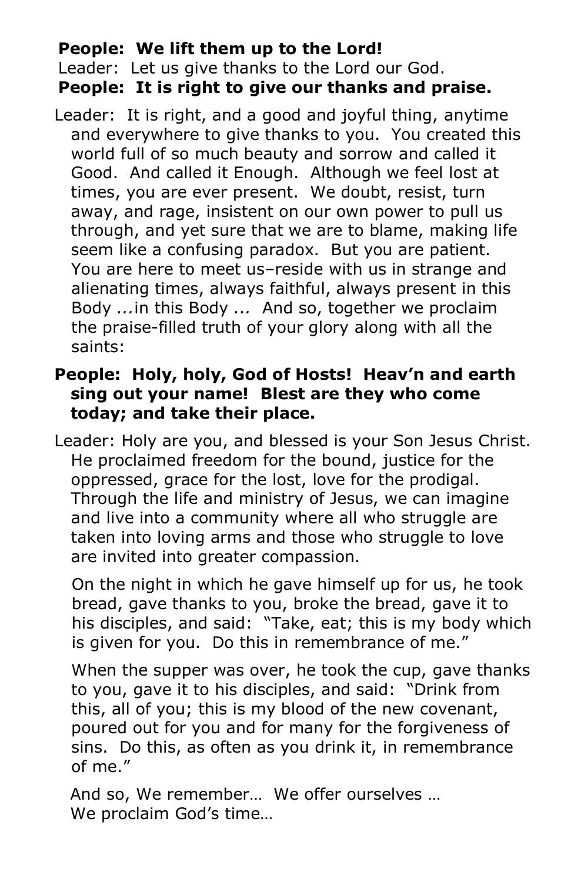**People:  We lift them up to the Lord!**

Leader:  Let us give thanks to the Lord our God.

**People:  It is right to give our thanks and praise.**

Leader:  It is right, and a good and joyful thing, anytime and everywhere to give thanks to you.  You created this world full of so much beauty and sorrow and called it Good.  And called it Enough.  Although we feel lost at times, you are ever present.  We doubt, resist, turn away, and rage, insistent on our own power to pull us through, and yet sure that we are to blame, making life seem like a confusing paradox.  But you are patient.  You are here to meet us–reside with us in strange and alienating times, always faithful, always present in this Body *...*in this Body *...*  And so, together we proclaim the praise-filled truth of your glory along with all the saints:

**People:  Holy, holy, God of Hosts!  Heav'n and earth sing out your name!  Blest are they who come today; and take their place.**

Leader: Holy are you, and blessed is your Son Jesus Christ.  He proclaimed freedom for the bound, justice for the oppressed, grace for the lost, love for the prodigal.  Through the life and ministry of Jesus, we can imagine and live into a community where all who struggle are taken into loving arms and those who struggle to love are invited into greater compassion.

On the night in which he gave himself up for us, he took bread, gave thanks to you, broke the bread, gave it to his disciples, and said:  "Take, eat; this is my body which is given for you.  Do this in remembrance of me."

When the supper was over, he took the cup, gave thanks to you, gave it to his disciples, and said:  "Drink from this, all of you; this is my blood of the new covenant, poured out for you and for many for the forgiveness of sins.  Do this, as often as you drink it, in remembrance of me."

And so, We remember…  We offer ourselves …
We proclaim God's time…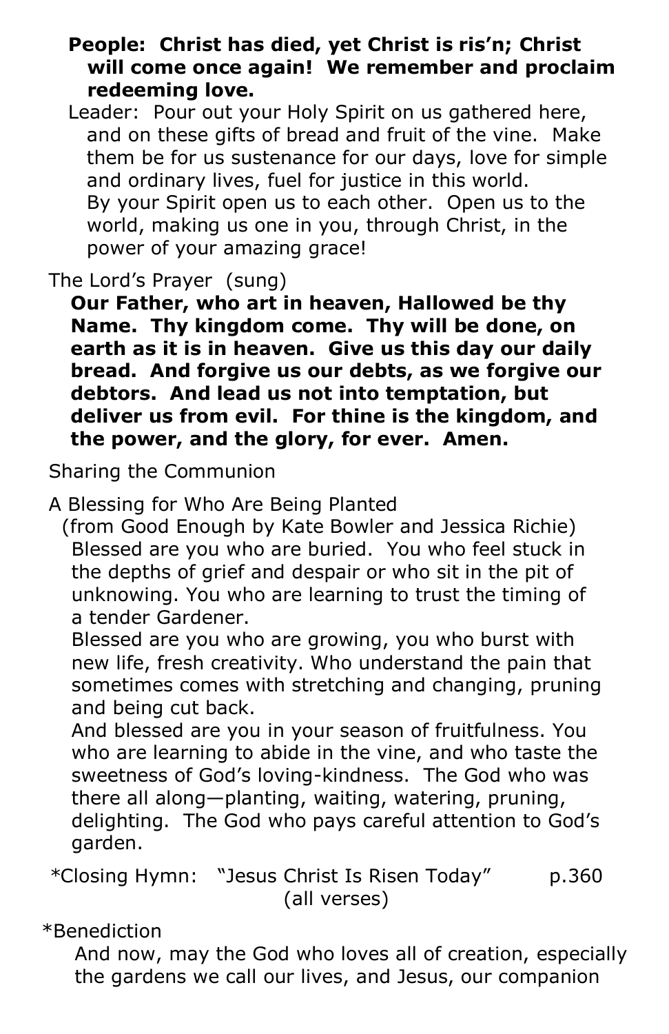**People: Christ has died, yet Christ is ris'n; Christ will come once again! We remember and proclaim redeeming love.**

Leader: Pour out your Holy Spirit on us gathered here, and on these gifts of bread and fruit of the vine. Make them be for us sustenance for our days, love for simple and ordinary lives, fuel for justice in this world. By your Spirit open us to each other. Open us to the world, making us one in you, through Christ, in the power of your amazing grace!

The Lord's Prayer (sung)

**Our Father, who art in heaven, Hallowed be thy Name. Thy kingdom come. Thy will be done, on earth as it is in heaven. Give us this day our daily bread. And forgive us our debts, as we forgive our debtors. And lead us not into temptation, but deliver us from evil. For thine is the kingdom, and the power, and the glory, for ever. Amen.**

Sharing the Communion

A Blessing for Who Are Being Planted
(from Good Enough by Kate Bowler and Jessica Richie)

Blessed are you who are buried. You who feel stuck in the depths of grief and despair or who sit in the pit of unknowing. You who are learning to trust the timing of a tender Gardener.

Blessed are you who are growing, you who burst with new life, fresh creativity. Who understand the pain that sometimes comes with stretching and changing, pruning and being cut back.

And blessed are you in your season of fruitfulness. You who are learning to abide in the vine, and who taste the sweetness of God's loving-kindness. The God who was there all along—planting, waiting, watering, pruning, delighting. The God who pays careful attention to God's garden.

*Closing Hymn: "Jesus Christ Is Risen Today" p.360
(all verses)

*Benediction

And now, may the God who loves all of creation, especially the gardens we call our lives, and Jesus, our companion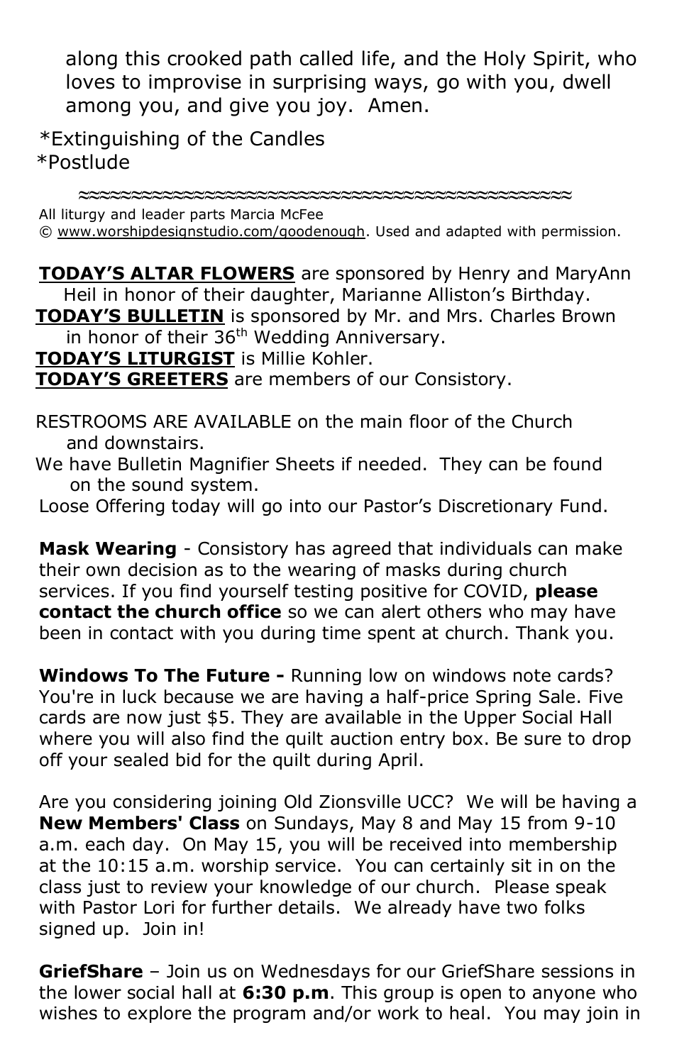along this crooked path called life, and the Holy Spirit, who loves to improvise in surprising ways, go with you, dwell among you, and give you joy.  Amen.

*Extinguishing of the Candles
*Postlude

≈≈≈≈≈≈≈≈≈≈≈≈≈≈≈≈≈≈≈≈≈≈≈≈≈≈≈≈≈≈≈≈≈≈≈≈≈≈≈≈≈≈≈≈

All liturgy and leader parts Marcia McFee
© www.worshipdesignstudio.com/goodenough. Used and adapted with permission.

**TODAY'S ALTAR FLOWERS** are sponsored by Henry and MaryAnn Heil in honor of their daughter, Marianne Alliston's Birthday.
**TODAY'S BULLETIN** is sponsored by Mr. and Mrs. Charles Brown in honor of their 36th Wedding Anniversary.
**TODAY'S LITURGIST** is Millie Kohler.
**TODAY'S GREETERS** are members of our Consistory.

RESTROOMS ARE AVAILABLE on the main floor of the Church and downstairs.
We have Bulletin Magnifier Sheets if needed.  They can be found on the sound system.
Loose Offering today will go into our Pastor's Discretionary Fund.

**Mask Wearing** - Consistory has agreed that individuals can make their own decision as to the wearing of masks during church services. If you find yourself testing positive for COVID, **please contact the church office** so we can alert others who may have been in contact with you during time spent at church. Thank you.

**Windows To The Future -** Running low on windows note cards? You're in luck because we are having a half-price Spring Sale. Five cards are now just $5. They are available in the Upper Social Hall where you will also find the quilt auction entry box. Be sure to drop off your sealed bid for the quilt during April.

Are you considering joining Old Zionsville UCC?  We will be having a **New Members' Class** on Sundays, May 8 and May 15 from 9-10 a.m. each day.  On May 15, you will be received into membership at the 10:15 a.m. worship service.  You can certainly sit in on the class just to review your knowledge of our church.  Please speak with Pastor Lori for further details.  We already have two folks signed up.  Join in!

**GriefShare** – Join us on Wednesdays for our GriefShare sessions in the lower social hall at **6:30 p.m**. This group is open to anyone who wishes to explore the program and/or work to heal.  You may join in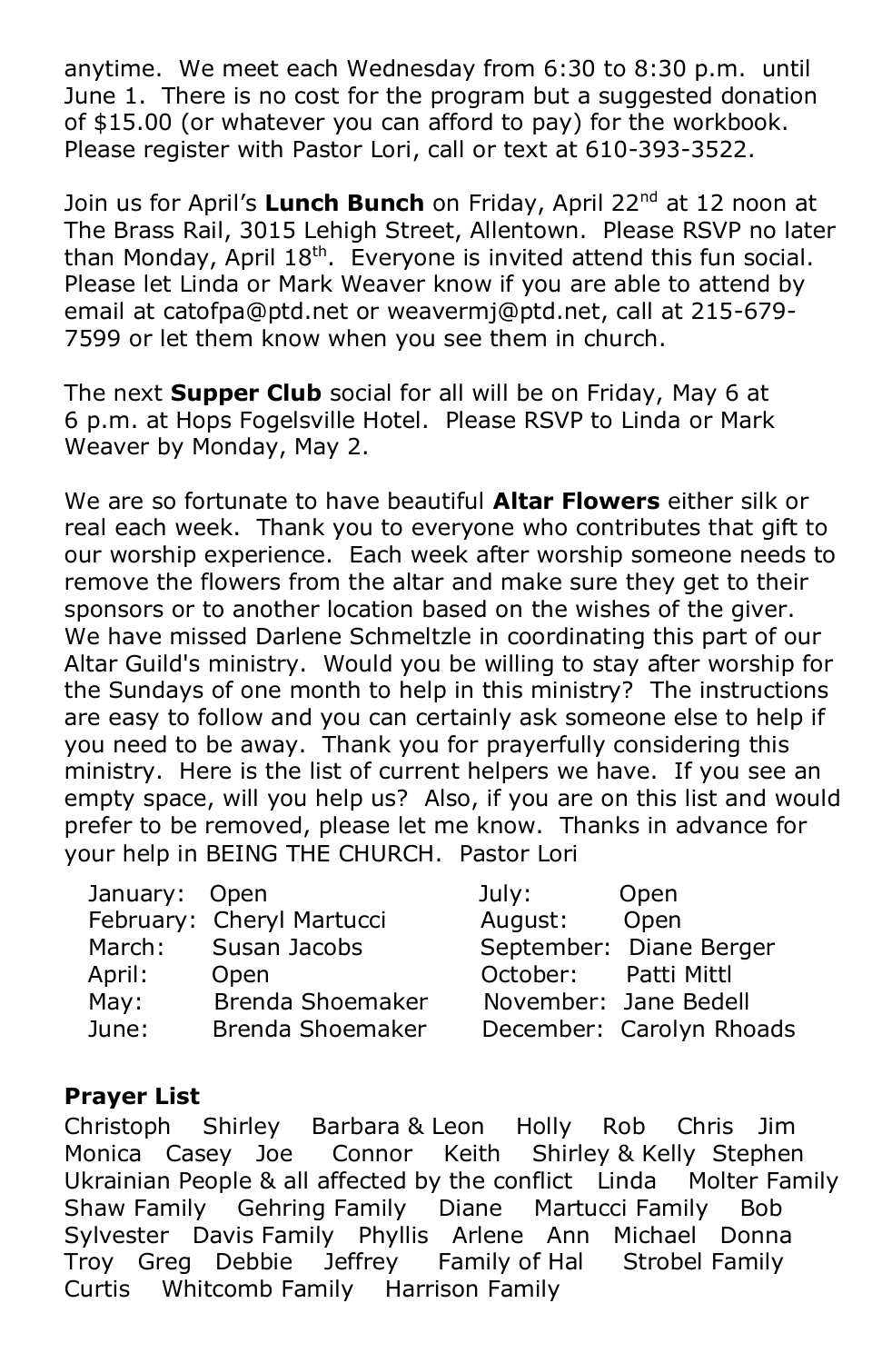anytime. We meet each Wednesday from 6:30 to 8:30 p.m. until June 1. There is no cost for the program but a suggested donation of $15.00 (or whatever you can afford to pay) for the workbook. Please register with Pastor Lori, call or text at 610-393-3522.

Join us for April's **Lunch Bunch** on Friday, April 22nd at 12 noon at The Brass Rail, 3015 Lehigh Street, Allentown. Please RSVP no later than Monday, April 18th. Everyone is invited attend this fun social. Please let Linda or Mark Weaver know if you are able to attend by email at catofpa@ptd.net or weavermj@ptd.net, call at 215-679-7599 or let them know when you see them in church.

The next **Supper Club** social for all will be on Friday, May 6 at 6 p.m. at Hops Fogelsville Hotel. Please RSVP to Linda or Mark Weaver by Monday, May 2.

We are so fortunate to have beautiful **Altar Flowers** either silk or real each week. Thank you to everyone who contributes that gift to our worship experience. Each week after worship someone needs to remove the flowers from the altar and make sure they get to their sponsors or to another location based on the wishes of the giver. We have missed Darlene Schmeltzle in coordinating this part of our Altar Guild's ministry. Would you be willing to stay after worship for the Sundays of one month to help in this ministry? The instructions are easy to follow and you can certainly ask someone else to help if you need to be away. Thank you for prayerfully considering this ministry. Here is the list of current helpers we have. If you see an empty space, will you help us? Also, if you are on this list and would prefer to be removed, please let me know. Thanks in advance for your help in BEING THE CHURCH. Pastor Lori

| | | | |
|---|---|---|---|
| January: | Open | July: | Open |
| February: | Cheryl Martucci | August: | Open |
| March: | Susan Jacobs | September: | Diane Berger |
| April: | Open | October: | Patti Mittl |
| May: | Brenda Shoemaker | November: | Jane Bedell |
| June: | Brenda Shoemaker | December: | Carolyn Rhoads |

**Prayer List**

Christoph Shirley Barbara & Leon Holly Rob Chris Jim Monica Casey Joe Connor Keith Shirley & Kelly Stephen Ukrainian People & all affected by the conflict Linda Molter Family Shaw Family Gehring Family Diane Martucci Family Bob Sylvester Davis Family Phyllis Arlene Ann Michael Donna Troy Greg Debbie Jeffrey Family of Hal Strobel Family Curtis Whitcomb Family Harrison Family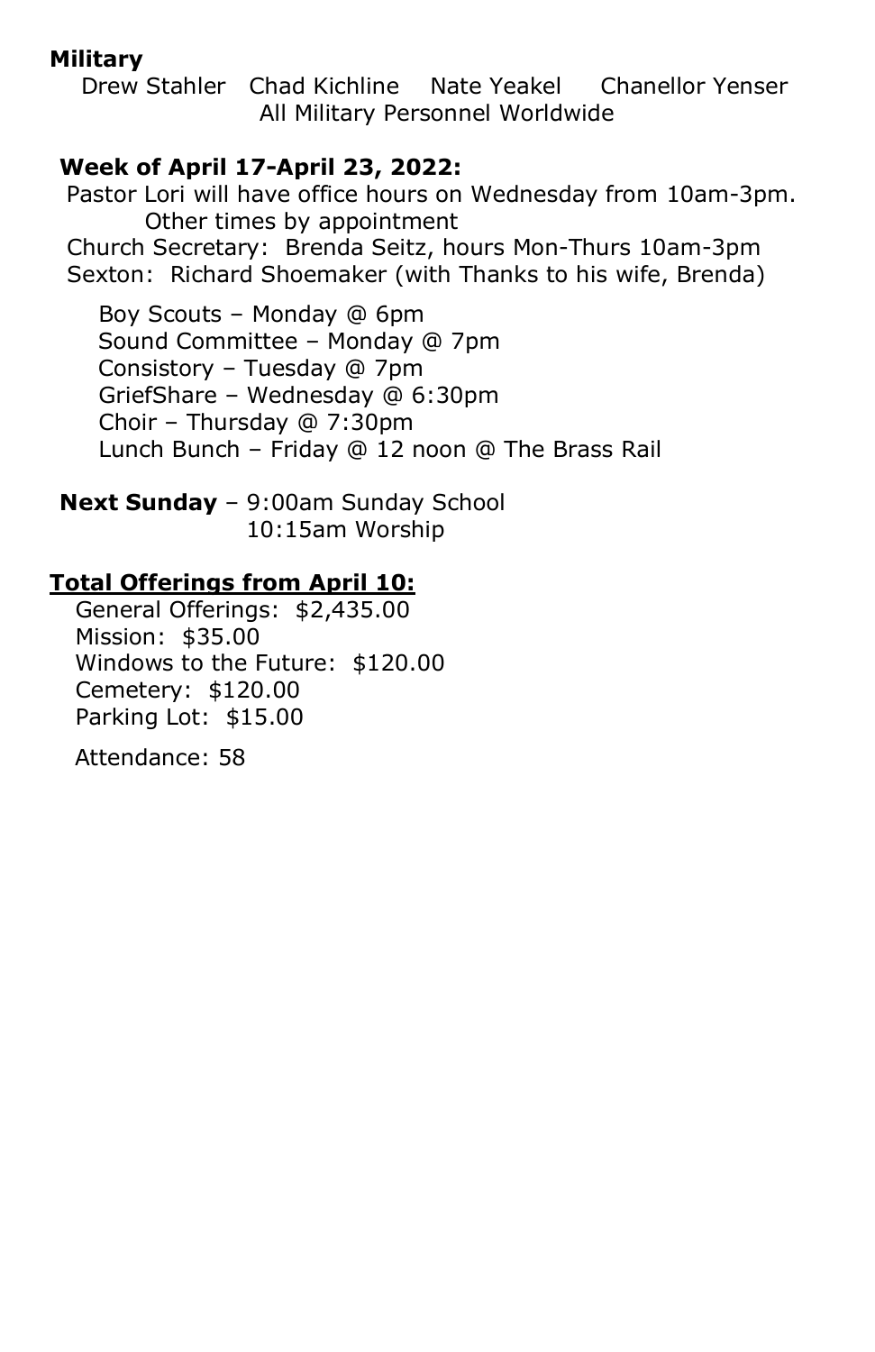**Military**

Drew Stahler Chad Kichline Nate Yeakel Chanellor Yenser

All Military Personnel Worldwide

**Week of April 17-April 23, 2022:**

Pastor Lori will have office hours on Wednesday from 10am-3pm. Other times by appointment

Church Secretary: Brenda Seitz, hours Mon-Thurs 10am-3pm

Sexton: Richard Shoemaker (with Thanks to his wife, Brenda)

Boy Scouts – Monday @ 6pm
Sound Committee – Monday @ 7pm
Consistory – Tuesday @ 7pm
GriefShare – Wednesday @ 6:30pm
Choir – Thursday @ 7:30pm
Lunch Bunch – Friday @ 12 noon @ The Brass Rail

**Next Sunday** – 9:00am Sunday School
10:15am Worship

**Total Offerings from April 10:**

General Offerings: $2,435.00
Mission: $35.00
Windows to the Future: $120.00
Cemetery: $120.00
Parking Lot: $15.00

Attendance: 58